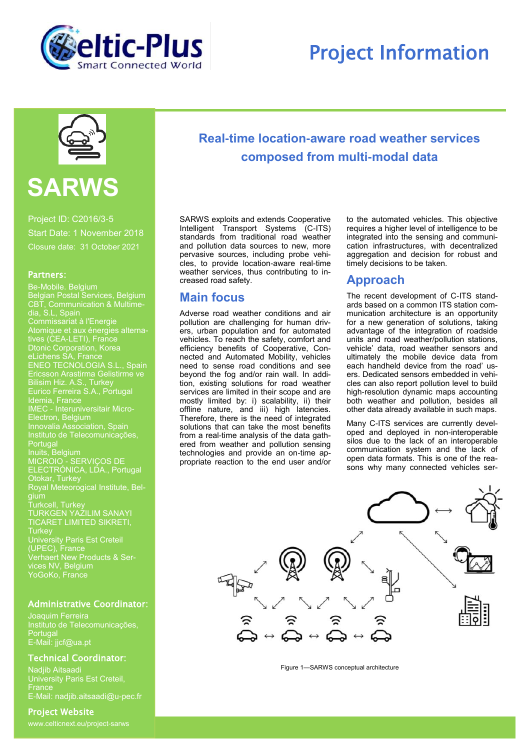# Project Information

# SARWS

Project ID: C2016/3-5

Start Date: 1 November 2018

Closure date: 31 October 2021

## Partners:

Be-Mobile. Belgium
Belgian Postal Services, Belgium
CBT, Communication & Multimedia, S.L, Spain
Commissariat à l'Energie Atomique et aux énergies alternatives (CEA-LETI), France
Dtonic Corporation, Korea
eLichens SA, France
ENEO TECNOLOGIA S.L., Spain
Ericsson Arastirma Gelistirme ve Bilisim Hiz. A.S., Turkey
Eurico Ferreira S.A., Portugal
Idemia, France
IMEC - Interuniversitair Micro-Electron, Belgium
Innovalia Association, Spain
Instituto de Telecomunicações, Portugal
Inuits, Belgium
MICROIO - SERVIÇOS DE ELECTRÓNICA, LDA., Portugal
Otokar, Turkey
Royal Meteorogical Institute, Belgium
Turkcell, Turkey
TURKGEN YAZILIM SANAYI TICARET LIMITED SIKRETI, Turkey
University Paris Est Creteil (UPEC), France
Verhaert New Products & Services NV, Belgium
YoGoKo, France

## Administrative Coordinator:

Joaquim Ferreira
Instituto de Telecomunicações, Portugal
E-Mail: jjcf@ua.pt

## Technical Coordinator:

Nadjib Aitsaadi
University Paris Est Creteil, France
E-Mail: nadjib.aitsaadi@u-pec.fr

## Project Website

www.celticnext.eu/project-sarws

## Real-time location-aware road weather services composed from multi-modal data

SARWS exploits and extends Cooperative Intelligent Transport Systems (C-ITS) standards from traditional road weather and pollution data sources to new, more pervasive sources, including probe vehicles, to provide location-aware real-time weather services, thus contributing to increased road safety.

## Main focus

Adverse road weather conditions and air pollution are challenging for human drivers, urban population and for automated vehicles. To reach the safety, comfort and efficiency benefits of Cooperative, Connected and Automated Mobility, vehicles need to sense road conditions and see beyond the fog and/or rain wall. In addition, existing solutions for road weather services are limited in their scope and are mostly limited by: i) scalability, ii) their offline nature, and iii) high latencies. Therefore, there is the need of integrated solutions that can take the most benefits from a real-time analysis of the data gathered from weather and pollution sensing technologies and provide an on-time appropriate reaction to the end user and/or to the automated vehicles. This objective requires a higher level of intelligence to be integrated into the sensing and communication infrastructures, with decentralized aggregation and decision for robust and timely decisions to be taken.

## Approach

The recent development of C-ITS standards based on a common ITS station communication architecture is an opportunity for a new generation of solutions, taking advantage of the integration of roadside units and road weather/pollution stations, vehicle' data, road weather sensors and ultimately the mobile device data from each handheld device from the road' users. Dedicated sensors embedded in vehicles can also report pollution level to build high-resolution dynamic maps accounting both weather and pollution, besides all other data already available in such maps.

Many C-ITS services are currently developed and deployed in non-interoperable silos due to the lack of an interoperable communication system and the lack of open data formats. This is one of the reasons why many connected vehicles ser-

Figure 1—SARWS conceptual architecture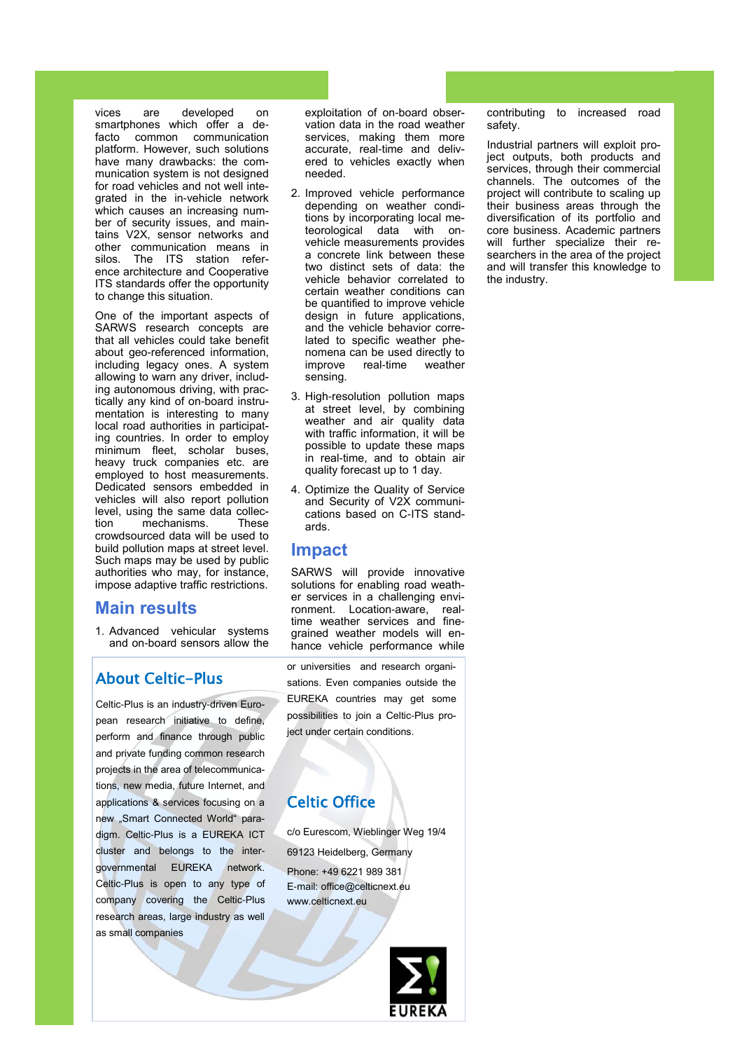vices are developed on smartphones which offer a de-facto common communication platform. However, such solutions have many drawbacks: the communication system is not designed for road vehicles and not well integrated in the in-vehicle network which causes an increasing number of security issues, and maintains V2X, sensor networks and other communication means in silos. The ITS station reference architecture and Cooperative ITS standards offer the opportunity to change this situation.

One of the important aspects of SARWS research concepts are that all vehicles could take benefit about geo-referenced information, including legacy ones. A system allowing to warn any driver, including autonomous driving, with practically any kind of on-board instrumentation is interesting to many local road authorities in participating countries. In order to employ minimum fleet, scholar buses, heavy truck companies etc. are employed to host measurements. Dedicated sensors embedded in vehicles will also report pollution level, using the same data collection mechanisms. These crowdsourced data will be used to build pollution maps at street level. Such maps may be used by public authorities who may, for instance, impose adaptive traffic restrictions.

## Main results

1. Advanced vehicular systems and on-board sensors allow the exploitation of on-board observation data in the road weather services, making them more accurate, real-time and delivered to vehicles exactly when needed.
2. Improved vehicle performance depending on weather conditions by incorporating local meteorological data with on-vehicle measurements provides a concrete link between these two distinct sets of data: the vehicle behavior correlated to certain weather conditions can be quantified to improve vehicle design in future applications, and the vehicle behavior correlated to specific weather phenomena can be used directly to improve real-time weather sensing.
3. High-resolution pollution maps at street level, by combining weather and air quality data with traffic information, it will be possible to update these maps in real-time, and to obtain air quality forecast up to 1 day.
4. Optimize the Quality of Service and Security of V2X communications based on C-ITS standards.

## Impact

SARWS will provide innovative solutions for enabling road weather services in a challenging environment. Location-aware, real-time weather services and fine-grained weather models will enhance vehicle performance while contributing to increased road safety.

Industrial partners will exploit project outputs, both products and services, through their commercial channels. The outcomes of the project will contribute to scaling up their business areas through the diversification of its portfolio and core business. Academic partners will further specialize their researchers in the area of the project and will transfer this knowledge to the industry.

## About Celtic-Plus

Celtic-Plus is an industry-driven European research initiative to define, perform and finance through public and private funding common research projects in the area of telecommunications, new media, future Internet, and applications & services focusing on a new „Smart Connected World" paradigm. Celtic-Plus is a EUREKA ICT cluster and belongs to the inter-governmental EUREKA network. Celtic-Plus is open to any type of company covering the Celtic-Plus research areas, large industry as well as small companies or universities and research organisations. Even companies outside the EUREKA countries may get some possibilities to join a Celtic-Plus project under certain conditions.

## Celtic Office

c/o Eurescom, Wieblinger Weg 19/4

69123 Heidelberg, Germany

Phone: +49 6221 989 381

E-mail: office@celticnext.eu

www.celticnext.eu

EUREKA